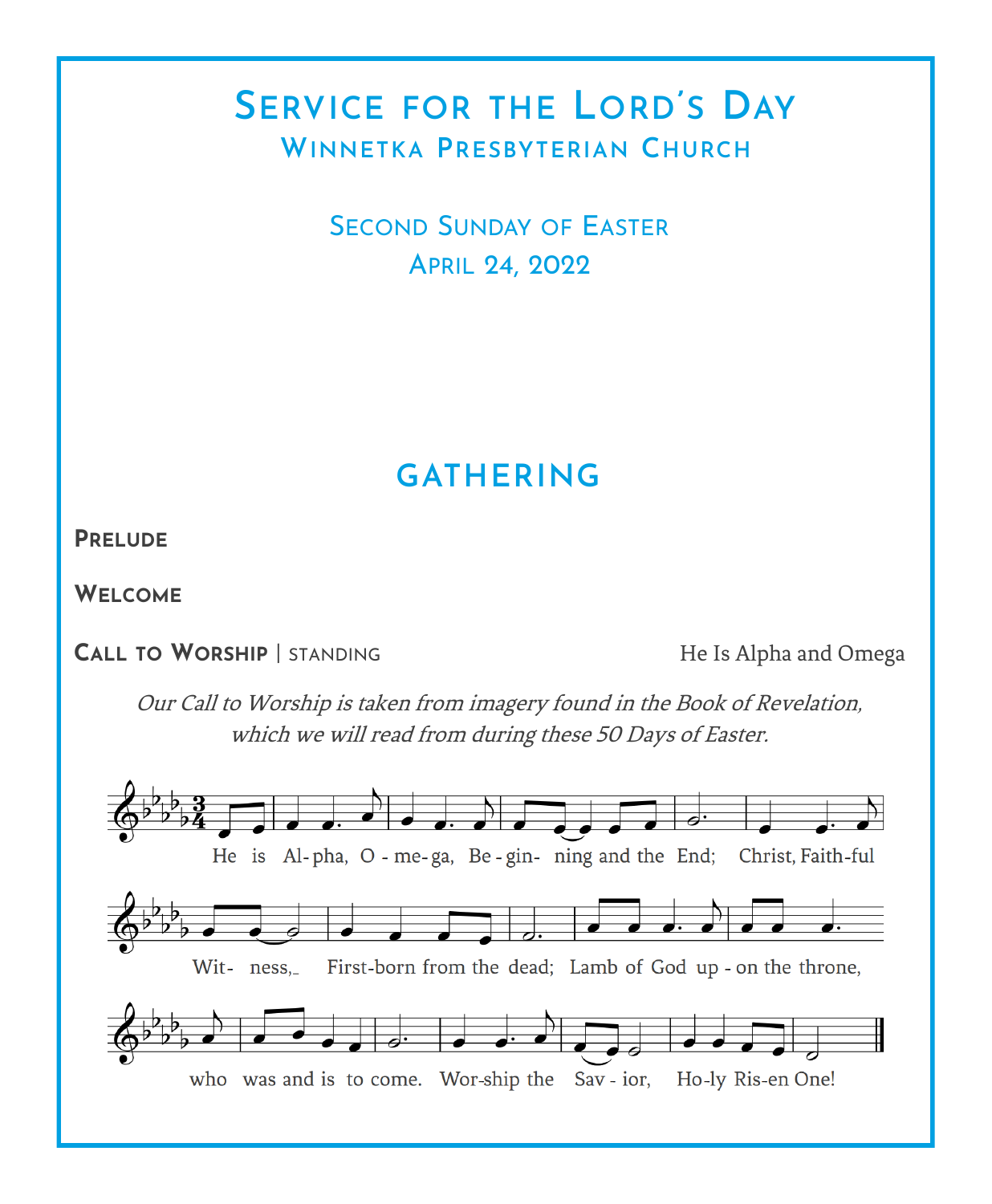# Service for the Lord's Day

## Winnetka Presbyterian Church

Second Sunday of Easter
April 24, 2022

## GATHERING

**Prelude**

**Welcome**

**Call to Worship** | standing — He Is Alpha and Omega

*Our Call to Worship is taken from imagery found in the Book of Revelation, which we will read from during these 50 Days of Easter.*

He is Alpha, Omega, Beginning and the End; Christ, Faithful Witness, First-born from the dead; Lamb of God upon the throne, who was and is to come. Worship the Savior, Holy Risen One!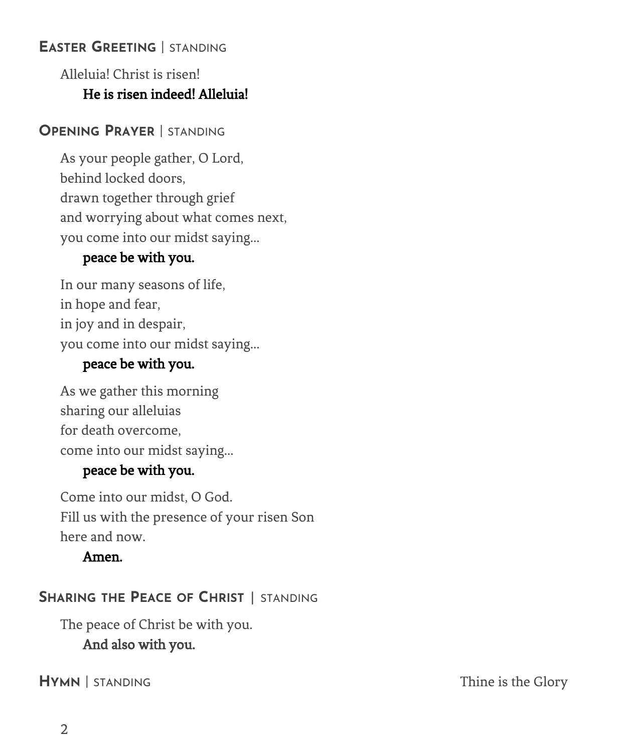## Easter Greeting | standing

Alleluia! Christ is risen!
**He is risen indeed! Alleluia!**

## Opening Prayer | standing

As your people gather, O Lord,
behind locked doors,
drawn together through grief
and worrying about what comes next,
you come into our midst saying…
**peace be with you.**

In our many seasons of life,
in hope and fear,
in joy and in despair,
you come into our midst saying…
**peace be with you.**

As we gather this morning
sharing our alleluias
for death overcome,
come into our midst saying…
**peace be with you.**

Come into our midst, O God.
Fill us with the presence of your risen Son
here and now.
**Amen.**

## Sharing the Peace of Christ | standing

The peace of Christ be with you.
**And also with you.**

## Hymn | standing

Thine is the Glory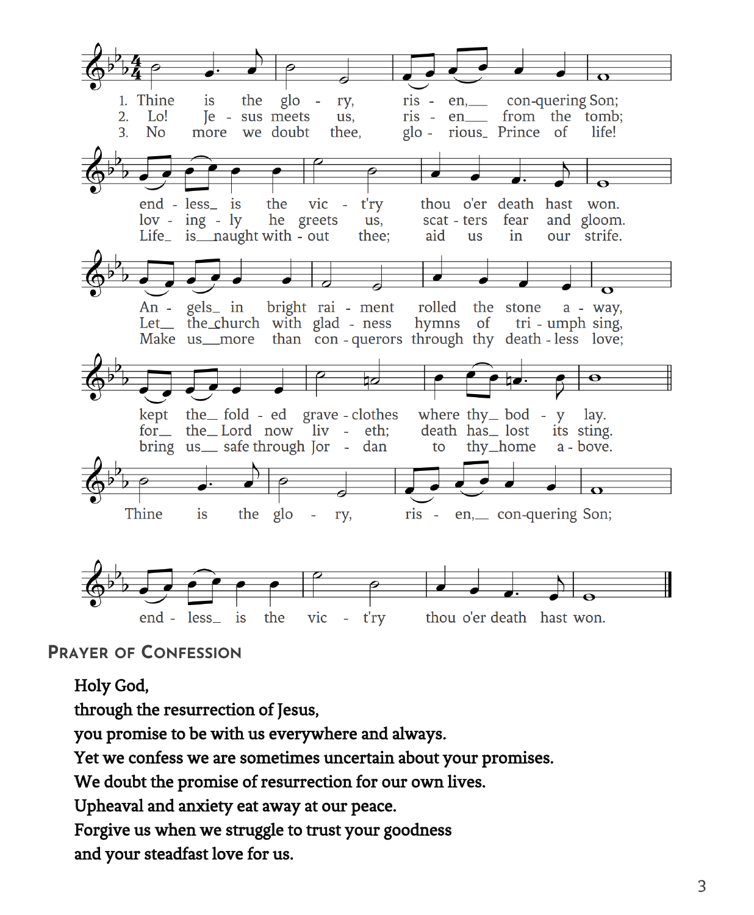1. Thine is the glory, risen, conquering Son;
endless is the vict'ry thou o'er death hast won.
Angels in bright raiment rolled the stone away,
kept the folded grave-clothes where thy body lay.
Thine is the glory, risen, conquering Son;
endless is the vict'ry thou o'er death hast won.

2. Lo! Jesus meets us, risen from the tomb;
lovingly he greets us, scatters fear and gloom.
Let the church with gladness hymns of triumph sing,
for the Lord now liveth; death has lost its sting.

3. No more we doubt thee, glorious Prince of life!
Life is naught without thee; aid us in our strife.
Make us more than conquerors through thy deathless love;
bring us safe through Jordan to thy home above.

## Prayer of Confession

**Holy God,**
**through the resurrection of Jesus,**
**you promise to be with us everywhere and always.**
**Yet we confess we are sometimes uncertain about your promises.**
**We doubt the promise of resurrection for our own lives.**
**Upheaval and anxiety eat away at our peace.**
**Forgive us when we struggle to trust your goodness**
**and your steadfast love for us.**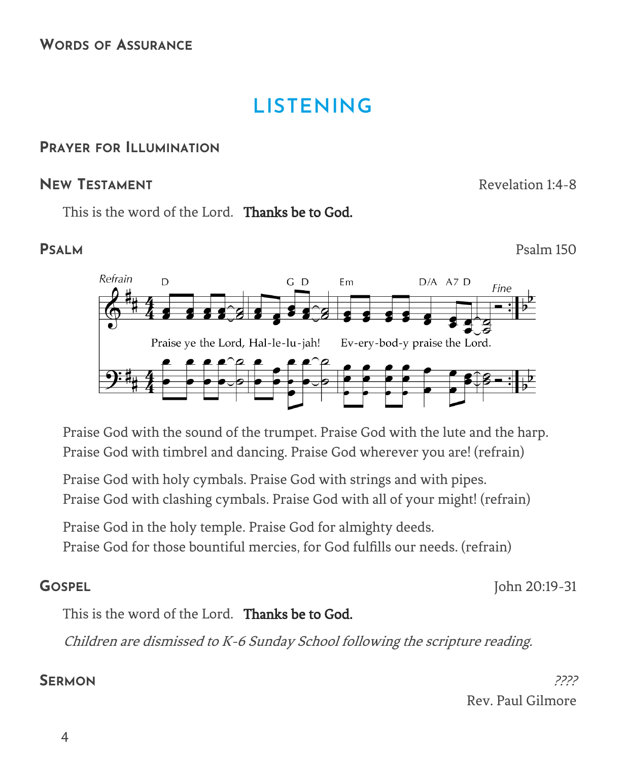### Words of Assurance

# LISTENING

### Prayer for Illumination

### New Testament

Revelation 1:4-8

This is the word of the Lord. **Thanks be to God.**

### Psalm

Psalm 150

*Refrain*

D G D Em D/A A7 D *Fine*

Praise ye the Lord, Hal-le-lu-jah! Ev-ery-bod-y praise the Lord.

Praise God with the sound of the trumpet. Praise God with the lute and the harp.
Praise God with timbrel and dancing. Praise God wherever you are! (refrain)

Praise God with holy cymbals. Praise God with strings and with pipes.
Praise God with clashing cymbals. Praise God with all of your might! (refrain)

Praise God in the holy temple. Praise God for almighty deeds.
Praise God for those bountiful mercies, for God fulfills our needs. (refrain)

### Gospel

John 20:19-31

This is the word of the Lord. **Thanks be to God.**

*Children are dismissed to K-6 Sunday School following the scripture reading.*

### Sermon

*????*

Rev. Paul Gilmore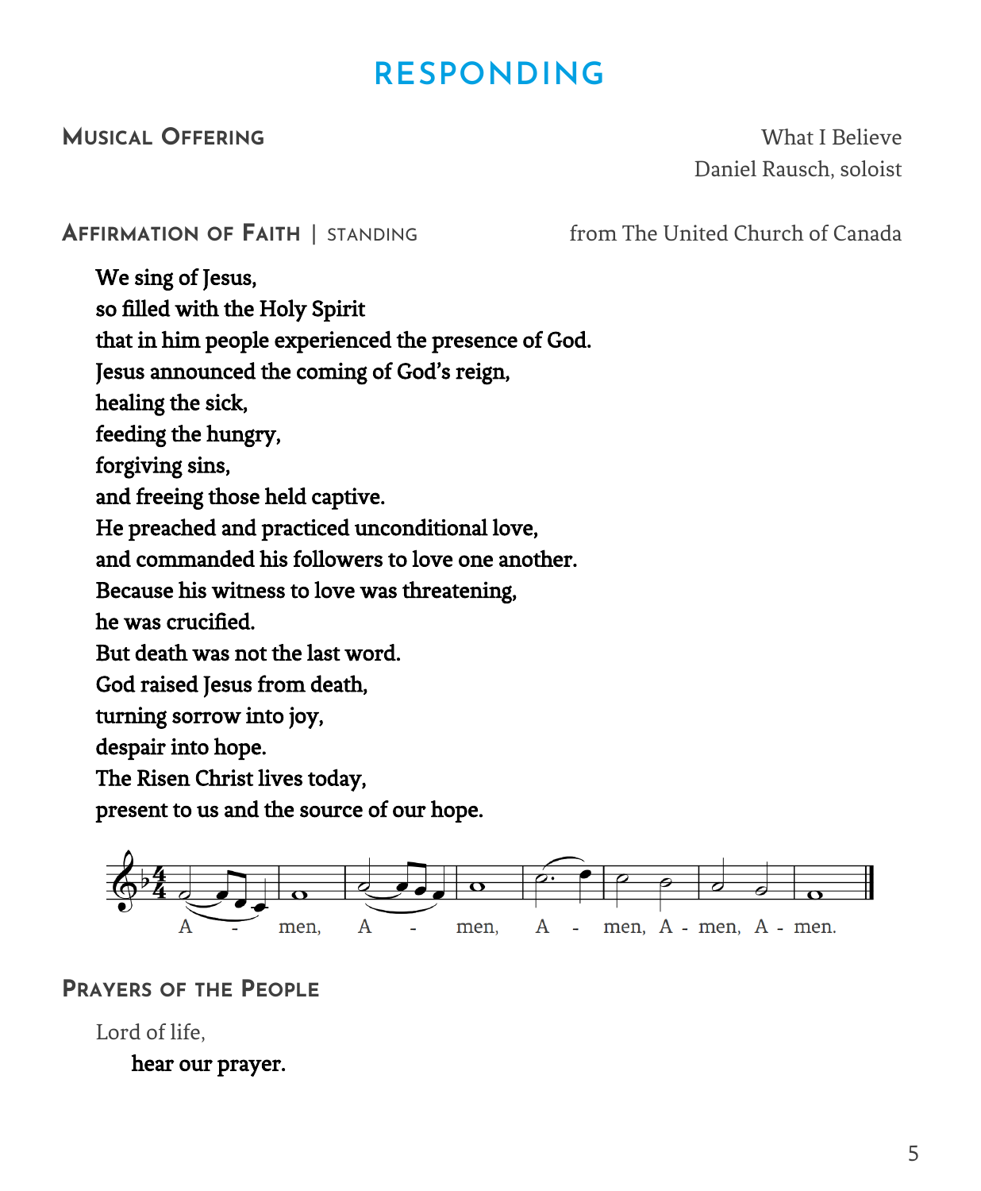# RESPONDING

**MUSICAL OFFERING** What I Believe
Daniel Rausch, soloist

**AFFIRMATION OF FAITH** | STANDING from The United Church of Canada

**We sing of Jesus,**
**so filled with the Holy Spirit**
**that in him people experienced the presence of God.**
**Jesus announced the coming of God's reign,**
**healing the sick,**
**feeding the hungry,**
**forgiving sins,**
**and freeing those held captive.**
**He preached and practiced unconditional love,**
**and commanded his followers to love one another.**
**Because his witness to love was threatening,**
**he was crucified.**
**But death was not the last word.**
**God raised Jesus from death,**
**turning sorrow into joy,**
**despair into hope.**
**The Risen Christ lives today,**
**present to us and the source of our hope.**

A - men, A - men, A - men, A - men, A - men.

**PRAYERS OF THE PEOPLE**

Lord of life,
**hear our prayer.**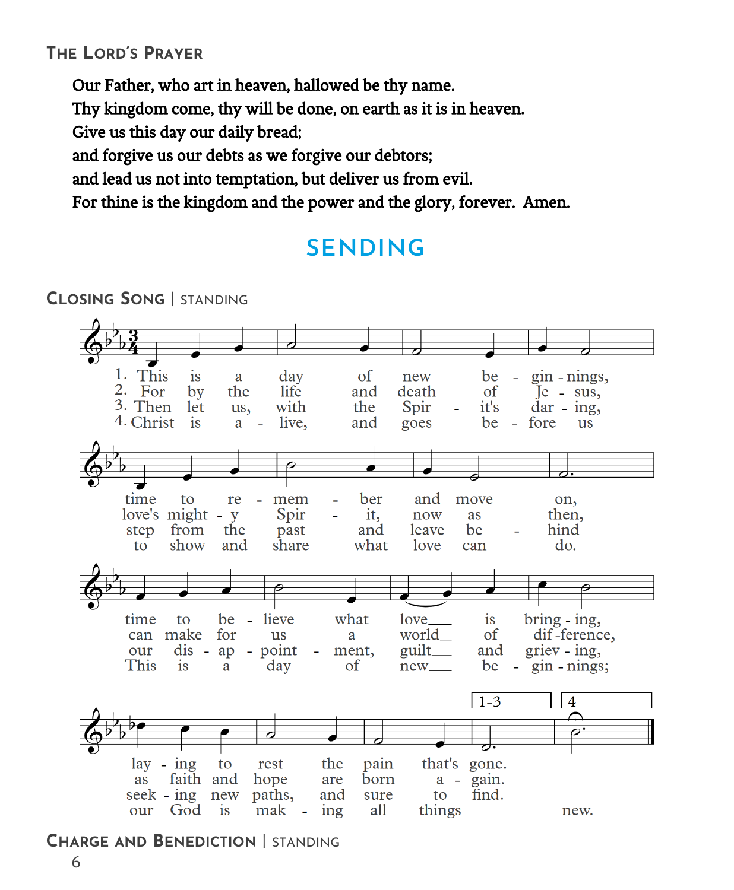## The Lord's Prayer

**Our Father, who art in heaven, hallowed be thy name.**
**Thy kingdom come, thy will be done, on earth as it is in heaven.**
**Give us this day our daily bread;**
**and forgive us our debts as we forgive our debtors;**
**and lead us not into temptation, but deliver us from evil.**
**For thine is the kingdom and the power and the glory, forever. Amen.**

# SENDING

## Closing Song | standing

1. This is a day of new beginnings, time to remember and move on, time to believe what love is bringing, laying to rest the pain that's gone.

2. For by the life and death of Jesus, love's mighty Spirit, now as then, can make for us a world of difference, as faith and hope are born again.

3. Then let us, with the Spirit's daring, step from the past and leave behind our disappointment, guilt and grieving, seeking new paths, and sure to find.

4. Christ is alive, and goes before us to show and share what love can do. This is a day of new beginnings; our God is making all things new.

## Charge and Benediction | standing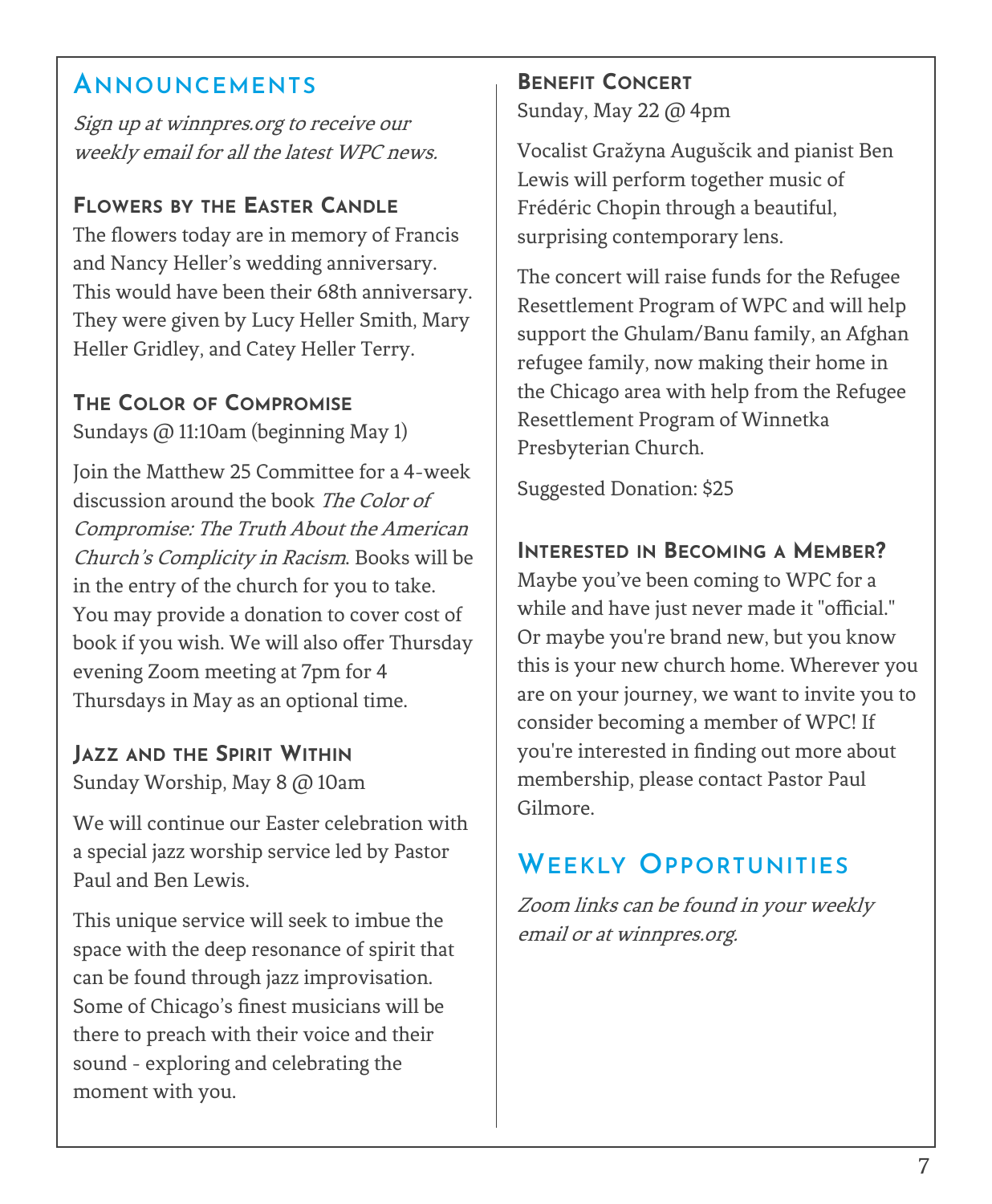## Announcements

*Sign up at winnpres.org to receive our weekly email for all the latest WPC news.*

### Flowers by the Easter Candle

The flowers today are in memory of Francis and Nancy Heller's wedding anniversary. This would have been their 68th anniversary. They were given by Lucy Heller Smith, Mary Heller Gridley, and Catey Heller Terry.

### The Color of Compromise

Sundays @ 11:10am (beginning May 1)

Join the Matthew 25 Committee for a 4-week discussion around the book *The Color of Compromise: The Truth About the American Church's Complicity in Racism*. Books will be in the entry of the church for you to take. You may provide a donation to cover cost of book if you wish. We will also offer Thursday evening Zoom meeting at 7pm for 4 Thursdays in May as an optional time.

### Jazz and the Spirit Within

Sunday Worship, May 8 @ 10am

We will continue our Easter celebration with a special jazz worship service led by Pastor Paul and Ben Lewis.

This unique service will seek to imbue the space with the deep resonance of spirit that can be found through jazz improvisation. Some of Chicago's finest musicians will be there to preach with their voice and their sound - exploring and celebrating the moment with you.

### Benefit Concert

Sunday, May 22 @ 4pm

Vocalist Gražyna Augušcik and pianist Ben Lewis will perform together music of Frédéric Chopin through a beautiful, surprising contemporary lens.

The concert will raise funds for the Refugee Resettlement Program of WPC and will help support the Ghulam/Banu family, an Afghan refugee family, now making their home in the Chicago area with help from the Refugee Resettlement Program of Winnetka Presbyterian Church.

Suggested Donation: $25

### Interested in Becoming a Member?

Maybe you've been coming to WPC for a while and have just never made it "official." Or maybe you're brand new, but you know this is your new church home. Wherever you are on your journey, we want to invite you to consider becoming a member of WPC! If you're interested in finding out more about membership, please contact Pastor Paul Gilmore.

## Weekly Opportunities

*Zoom links can be found in your weekly email or at winnpres.org.*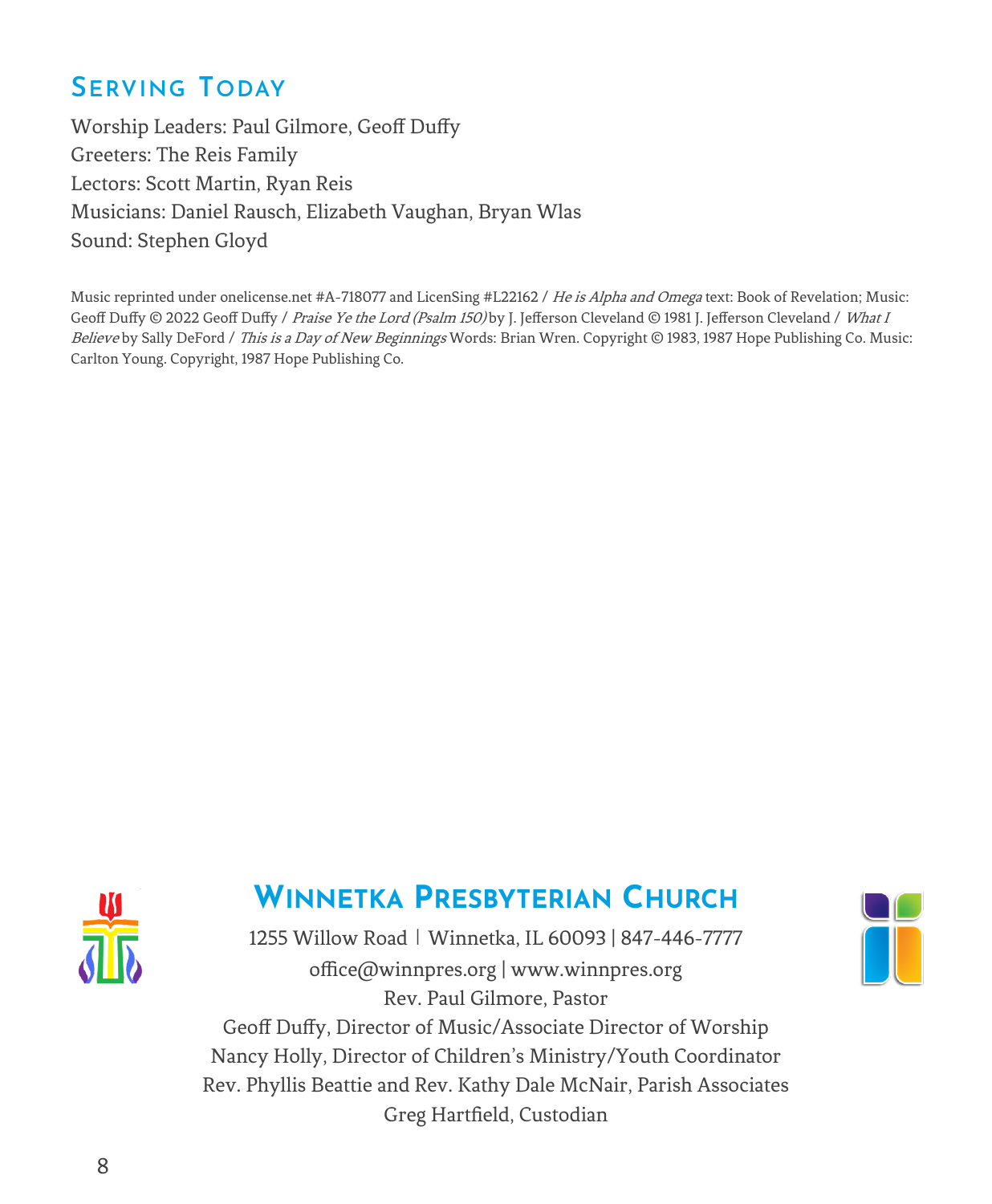## Serving Today

Worship Leaders: Paul Gilmore, Geoff Duffy
Greeters: The Reis Family
Lectors: Scott Martin, Ryan Reis
Musicians: Daniel Rausch, Elizabeth Vaughan, Bryan Wlas
Sound: Stephen Gloyd

Music reprinted under onelicense.net #A-718077 and LicenSing #L22162 / *He is Alpha and Omega* text: Book of Revelation; Music: Geoff Duffy © 2022 Geoff Duffy / *Praise Ye the Lord (Psalm 150)* by J. Jefferson Cleveland © 1981 J. Jefferson Cleveland / *What I Believe* by Sally DeFord / *This is a Day of New Beginnings* Words: Brian Wren. Copyright © 1983, 1987 Hope Publishing Co. Music: Carlton Young. Copyright, 1987 Hope Publishing Co.

## Winnetka Presbyterian Church

1255 Willow Road | Winnetka, IL 60093 | 847-446-7777
office@winnpres.org | www.winnpres.org
Rev. Paul Gilmore, Pastor
Geoff Duffy, Director of Music/Associate Director of Worship
Nancy Holly, Director of Children's Ministry/Youth Coordinator
Rev. Phyllis Beattie and Rev. Kathy Dale McNair, Parish Associates
Greg Hartfield, Custodian